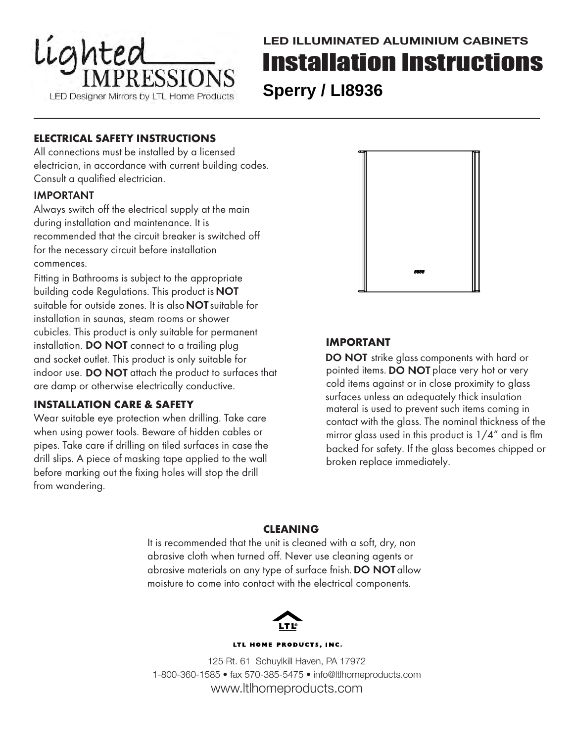Lighted IMPRESSIONS
LED Designer Mirrors by LTL Home Products

**LED ILLUMINATED ALUMINIUM CABINETS**

# Installation Instructions

## Sperry / LI8936

### ELECTRICAL SAFETY INSTRUCTIONS

All connections must be installed by a licensed electrician, in accordance with current building codes. Consult a qualified electrician.

### IMPORTANT

Always switch off the electrical supply at the main during installation and maintenance. It is recommended that the circuit breaker is switched off for the necessary circuit before installation commences.

Fitting in Bathrooms is subject to the appropriate building code Regulations. This product is **NOT** suitable for outside zones. It is also **NOT** suitable for installation in saunas, steam rooms or shower cubicles. This product is only suitable for permanent installation. **DO NOT** connect to a trailing plug and socket outlet. This product is only suitable for indoor use. **DO NOT** attach the product to surfaces that are damp or otherwise electrically conductive.

### INSTALLATION CARE & SAFETY

Wear suitable eye protection when drilling. Take care when using power tools. Beware of hidden cables or pipes. Take care if drilling on tiled surfaces in case the drill slips. A piece of masking tape applied to the wall before marking out the fixing holes will stop the drill from wandering.

### IMPORTANT

**DO NOT** strike glass components with hard or pointed items. **DO NOT** place very hot or very cold items against or in close proximity to glass surfaces unless an adequately thick insulation materal is used to prevent such items coming in contact with the glass. The nominal thickness of the mirror glass used in this product is 1/4" and is flm backed for safety. If the glass becomes chipped or broken replace immediately.

### CLEANING

It is recommended that the unit is cleaned with a soft, dry, non abrasive cloth when turned off. Never use cleaning agents or abrasive materials on any type of surface fnish. **DO NOT** allow moisture to come into contact with the electrical components.

**LTL HOME PRODUCTS, INC.**

125 Rt. 61 Schuylkill Haven, PA 17972
1-800-360-1585 • fax 570-385-5475 • info@ltlhomeproducts.com
www.ltlhomeproducts.com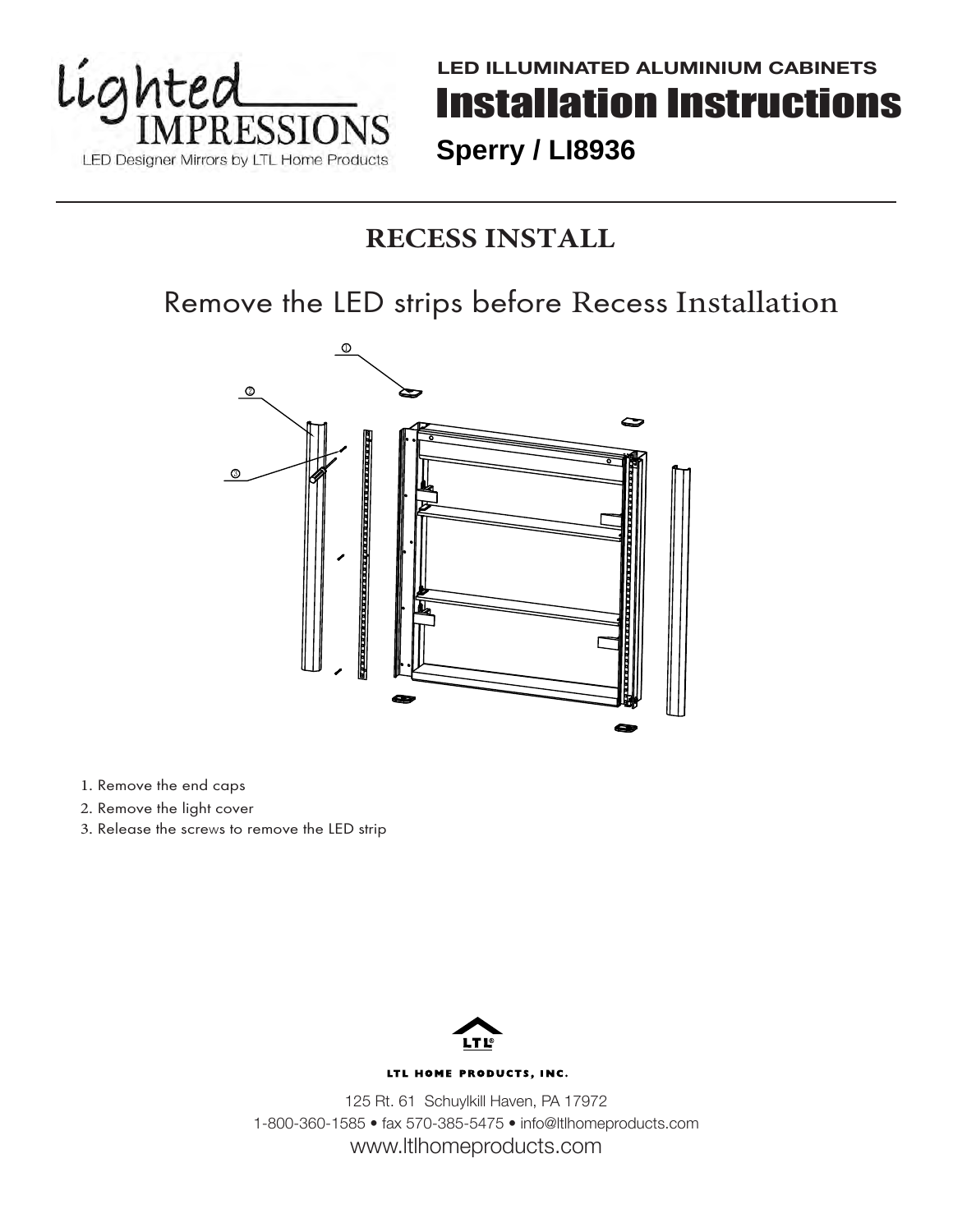LED ILLUMINATED ALUMINIUM CABINETS

# Installation Instructions

**Sperry / LI8936**

## RECESS INSTALL

Remove the LED strips before Recess Installation

1. Remove the end caps
2. Remove the light cover
3. Release the screws to remove the LED strip

LTL HOME PRODUCTS, INC.

125 Rt. 61 Schuylkill Haven, PA 17972
1-800-360-1585 • fax 570-385-5475 • info@ltlhomeproducts.com
www.ltlhomeproducts.com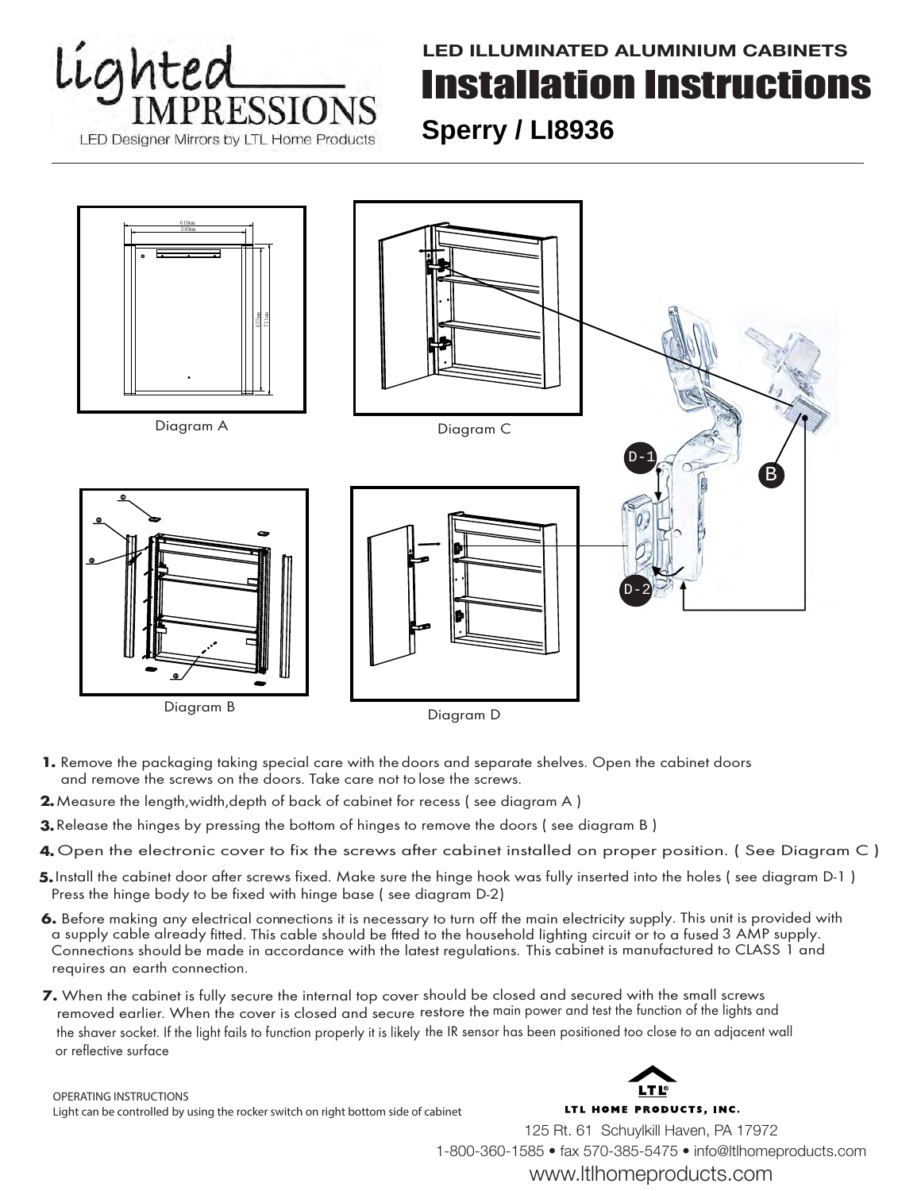Lighted IMPRESSIONS

LED Designer Mirrors by LTL Home Products

**LED ILLUMINATED ALUMINIUM CABINETS**

# Installation Instructions

## Sperry / LI8936

Diagram A

Diagram C

Diagram B

Diagram D

D-1

D-2

B

1. Remove the packaging taking special care with the doors and separate shelves. Open the cabinet doors and remove the screws on the doors. Take care not to lose the screws.
2. Measure the length,width,depth of back of cabinet for recess ( see diagram A )
3. Release the hinges by pressing the bottom of hinges to remove the doors ( see diagram B )
4. Open the electronic cover to fix the screws after cabinet installed on proper position. ( See Diagram C )
5. Install the cabinet door after screws fixed. Make sure the hinge hook was fully inserted into the holes ( see diagram D-1 ) Press the hinge body to be fixed with hinge base ( see diagram D-2)
6. Before making any electrical connections it is necessary to turn off the main electricity supply. This unit is provided with a supply cable already fitted. This cable should be ftted to the household lighting circuit or to a fused 3 AMP supply. Connections should be made in accordance with the latest regulations. This cabinet is manufactured to CLASS 1 and requires an earth connection.
7. When the cabinet is fully secure the internal top cover should be closed and secured with the small screws removed earlier. When the cover is closed and secure restore the main power and test the function of the lights and the shaver socket. If the light fails to function properly it is likely the IR sensor has been positioned too close to an adjacent wall or reflective surface

OPERATING INSTRUCTIONS
Light can be controlled by using the rocker switch on right bottom side of cabinet

LTL HOME PRODUCTS, INC.
125 Rt. 61 Schuylkill Haven, PA 17972
1-800-360-1585 • fax 570-385-5475 • info@ltlhomeproducts.com
www.ltlhomeproducts.com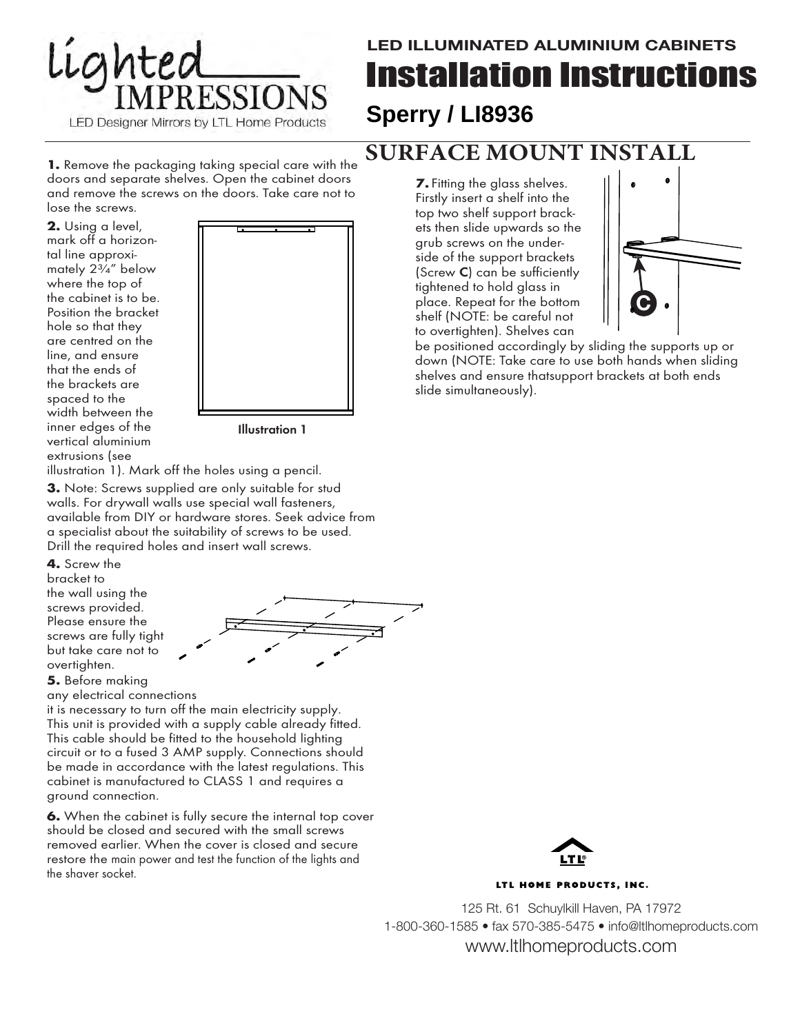Lighted IMPRESSIONS
LED Designer Mirrors by LTL Home Products

**LED ILLUMINATED ALUMINIUM CABINETS**

# Installation Instructions

## Sperry / LI8936

## SURFACE MOUNT INSTALL

**1.** Remove the packaging taking special care with the doors and separate shelves. Open the cabinet doors and remove the screws on the doors. Take care not to lose the screws.

**2.** Using a level, mark off a horizontal line approximately 2¾" below where the top of the cabinet is to be. Position the bracket hole so that they are centred on the line, and ensure that the ends of the brackets are spaced to the width between the inner edges of the vertical aluminium extrusions (see illustration 1). Mark off the holes using a pencil.

Illustration 1

**3.** Note: Screws supplied are only suitable for stud walls. For drywall walls use special wall fasteners, available from DIY or hardware stores. Seek advice from a specialist about the suitability of screws to be used. Drill the required holes and insert wall screws.

**4.** Screw the bracket to the wall using the screws provided. Please ensure the screws are fully tight but take care not to overtighten.

**5.** Before making any electrical connections it is necessary to turn off the main electricity supply. This unit is provided with a supply cable already fitted. This cable should be fitted to the household lighting circuit or to a fused 3 AMP supply. Connections should be made in accordance with the latest regulations. This cabinet is manufactured to CLASS 1 and requires a ground connection.

**6.** When the cabinet is fully secure the internal top cover should be closed and secured with the small screws removed earlier. When the cover is closed and secure restore the main power and test the function of the lights and the shaver socket.

**7.** Fitting the glass shelves. Firstly insert a shelf into the top two shelf support brackets then slide upwards so the grub screws on the underside of the support brackets (Screw **C**) can be sufficiently tightened to hold glass in place. Repeat for the bottom shelf (NOTE: be careful not to overtighten). Shelves can be positioned accordingly by sliding the supports up or down (NOTE: Take care to use both hands when sliding shelves and ensure thatsupport brackets at both ends slide simultaneously).

C

LTL HOME PRODUCTS, INC.

125 Rt. 61 Schuylkill Haven, PA 17972
1-800-360-1585 • fax 570-385-5475 • info@ltlhomeproducts.com
www.ltlhomeproducts.com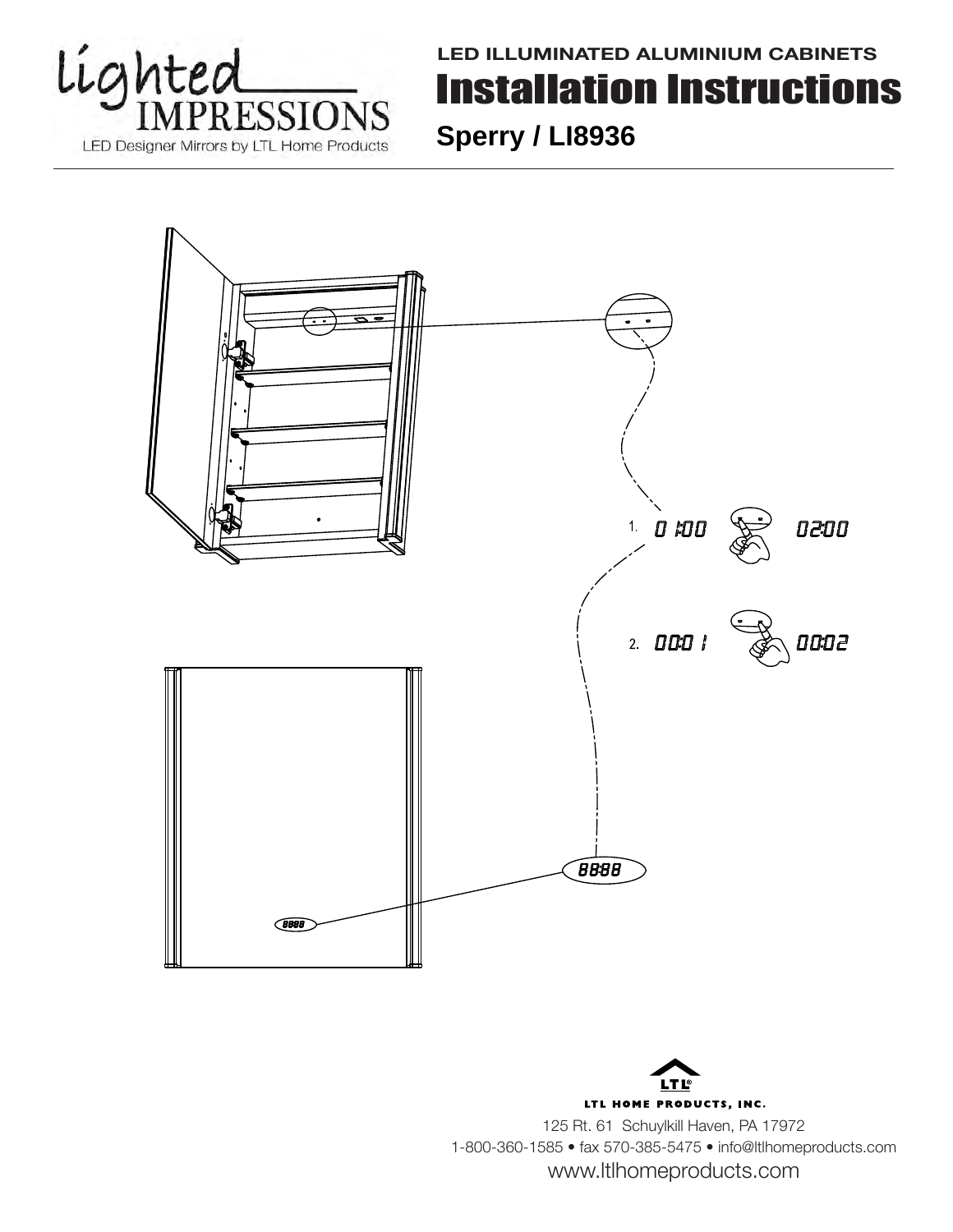Lighted IMPRESSIONS

LED Designer Mirrors by LTL Home Products

**LED ILLUMINATED ALUMINIUM CABINETS**

# Installation Instructions

## Sperry / LI8936

1. 01:00 → 02:00

2. 00:01 → 00:02

8888

LTL HOME PRODUCTS, INC.

125 Rt. 61 Schuylkill Haven, PA 17972

1-800-360-1585 • fax 570-385-5475 • info@ltlhomeproducts.com

www.ltlhomeproducts.com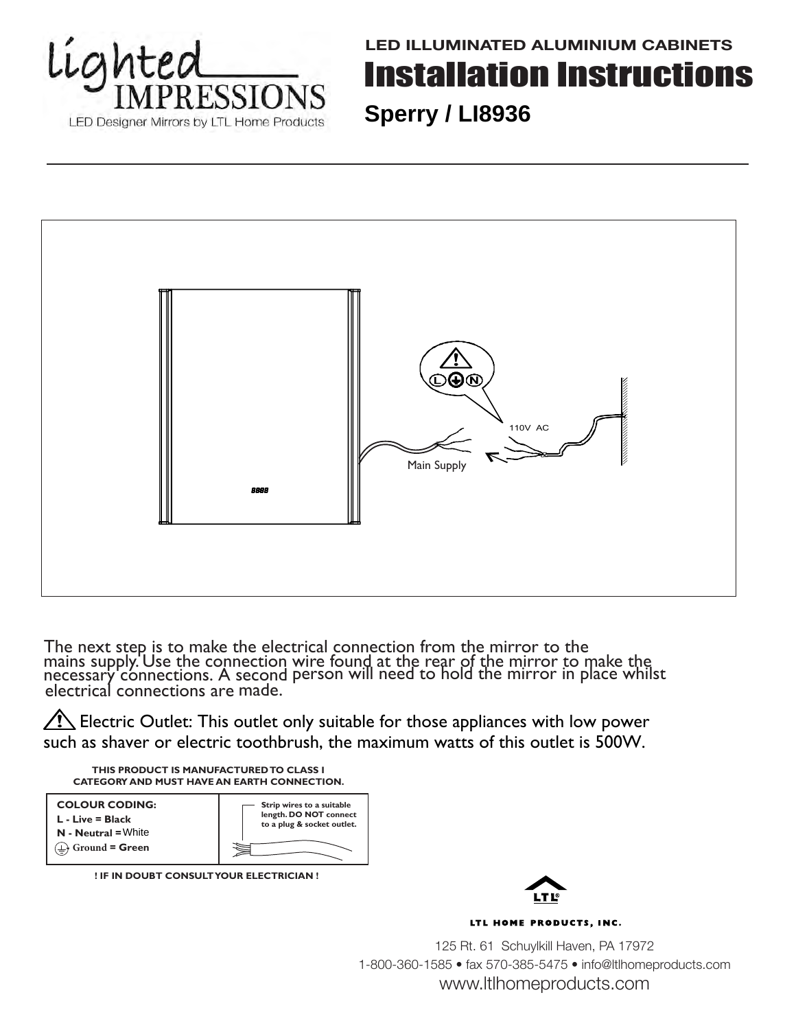**LED ILLUMINATED ALUMINIUM CABINETS**

# Installation Instructions

## Sperry / LI8936

110V AC

Main Supply

The next step is to make the electrical connection from the mirror to the mains supply. Use the connection wire found at the rear of the mirror to make the necessary connections. A second person will need to hold the mirror in place whilst electrical connections are made.

⚠ Electric Outlet: This outlet only suitable for those appliances with low power such as shaver or electric toothbrush, the maximum watts of this outlet is 500W.

**THIS PRODUCT IS MANUFACTURED TO CLASS I CATEGORY AND MUST HAVE AN EARTH CONNECTION.**

| | |
|---|---|
| **COLOUR CODING:**<br>**L - Live = Black**<br>**N - Neutral =** White<br>Ground **= Green** | **Strip wires to a suitable length. DO NOT connect to a plug & socket outlet.** |

**! IF IN DOUBT CONSULT YOUR ELECTRICIAN !**

LTL HOME PRODUCTS, INC.

125 Rt. 61 Schuylkill Haven, PA 17972

1-800-360-1585 • fax 570-385-5475 • info@ltlhomeproducts.com

www.ltlhomeproducts.com